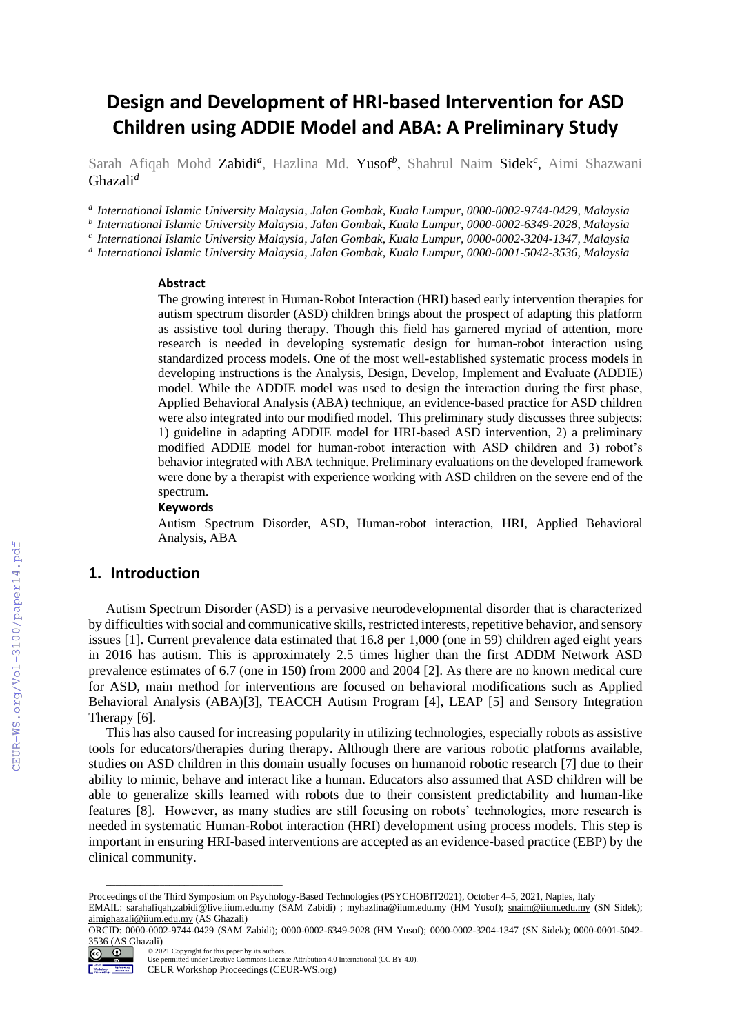# Design and Development of HRI-based Intervention for ASD Children using ADDIE Model and ABA: A Preliminary Study

Sarah Afiqah Mohd Zabidi[a], Hazlina Md. Yusof[b], Shahrul Naim Sidek[c], Aimi Shazwani Ghazali[d]

[a] *International Islamic University Malaysia, Jalan Gombak, Kuala Lumpur, 0000-0002-9744-0429, Malaysia*
[b] *International Islamic University Malaysia, Jalan Gombak, Kuala Lumpur, 0000-0002-6349-2028, Malaysia*
[c] *International Islamic University Malaysia, Jalan Gombak, Kuala Lumpur, 0000-0002-3204-1347, Malaysia*
[d] *International Islamic University Malaysia, Jalan Gombak, Kuala Lumpur, 0000-0001-5042-3536, Malaysia*

### Abstract

The growing interest in Human-Robot Interaction (HRI) based early intervention therapies for autism spectrum disorder (ASD) children brings about the prospect of adapting this platform as assistive tool during therapy. Though this field has garnered myriad of attention, more research is needed in developing systematic design for human-robot interaction using standardized process models. One of the most well-established systematic process models in developing instructions is the Analysis, Design, Develop, Implement and Evaluate (ADDIE) model. While the ADDIE model was used to design the interaction during the first phase, Applied Behavioral Analysis (ABA) technique, an evidence-based practice for ASD children were also integrated into our modified model. This preliminary study discusses three subjects: 1) guideline in adapting ADDIE model for HRI-based ASD intervention, 2) a preliminary modified ADDIE model for human-robot interaction with ASD children and 3) robot's behavior integrated with ABA technique. Preliminary evaluations on the developed framework were done by a therapist with experience working with ASD children on the severe end of the spectrum.

### Keywords

Autism Spectrum Disorder, ASD, Human-robot interaction, HRI, Applied Behavioral Analysis, ABA

## 1. Introduction

Autism Spectrum Disorder (ASD) is a pervasive neurodevelopmental disorder that is characterized by difficulties with social and communicative skills, restricted interests, repetitive behavior, and sensory issues [1]. Current prevalence data estimated that 16.8 per 1,000 (one in 59) children aged eight years in 2016 has autism. This is approximately 2.5 times higher than the first ADDM Network ASD prevalence estimates of 6.7 (one in 150) from 2000 and 2004 [2]. As there are no known medical cure for ASD, main method for interventions are focused on behavioral modifications such as Applied Behavioral Analysis (ABA)[3], TEACCH Autism Program [4], LEAP [5] and Sensory Integration Therapy [6].

This has also caused for increasing popularity in utilizing technologies, especially robots as assistive tools for educators/therapies during therapy. Although there are various robotic platforms available, studies on ASD children in this domain usually focuses on humanoid robotic research [7] due to their ability to mimic, behave and interact like a human. Educators also assumed that ASD children will be able to generalize skills learned with robots due to their consistent predictability and human-like features [8]. However, as many studies are still focusing on robots' technologies, more research is needed in systematic Human-Robot interaction (HRI) development using process models. This step is important in ensuring HRI-based interventions are accepted as an evidence-based practice (EBP) by the clinical community.

---

Proceedings of the Third Symposium on Psychology-Based Technologies (PSYCHOBIT2021), October 4–5, 2021, Naples, Italy
EMAIL: sarahafiqah,zabidi@live.iium.edu.my (SAM Zabidi) ; myhazlina@iium.edu.my (HM Yusof); snaim@iium.edu.my (SN Sidek); aimighazali@iium.edu.my (AS Ghazali)
ORCID: 0000-0002-9744-0429 (SAM Zabidi); 0000-0002-6349-2028 (HM Yusof); 0000-0002-3204-1347 (SN Sidek); 0000-0001-5042-3536 (AS Ghazali)
© 2021 Copyright for this paper by its authors.
Use permitted under Creative Commons License Attribution 4.0 International (CC BY 4.0).
CEUR Workshop Proceedings (CEUR-WS.org)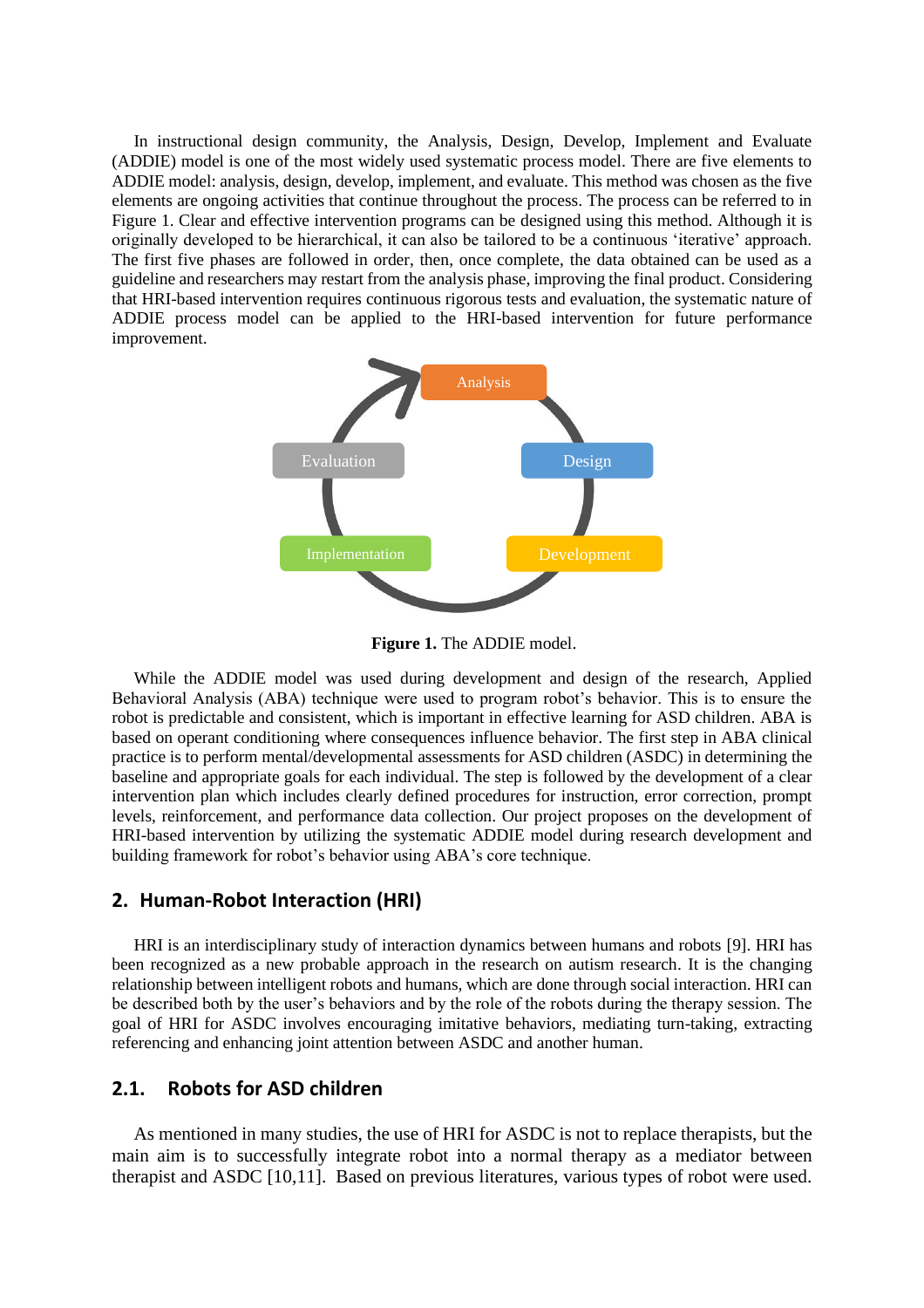In instructional design community, the Analysis, Design, Develop, Implement and Evaluate (ADDIE) model is one of the most widely used systematic process model. There are five elements to ADDIE model: analysis, design, develop, implement, and evaluate. This method was chosen as the five elements are ongoing activities that continue throughout the process. The process can be referred to in Figure 1. Clear and effective intervention programs can be designed using this method. Although it is originally developed to be hierarchical, it can also be tailored to be a continuous 'iterative' approach. The first five phases are followed in order, then, once complete, the data obtained can be used as a guideline and researchers may restart from the analysis phase, improving the final product. Considering that HRI-based intervention requires continuous rigorous tests and evaluation, the systematic nature of ADDIE process model can be applied to the HRI-based intervention for future performance improvement.

**Figure 1.** The ADDIE model.

While the ADDIE model was used during development and design of the research, Applied Behavioral Analysis (ABA) technique were used to program robot's behavior. This is to ensure the robot is predictable and consistent, which is important in effective learning for ASD children. ABA is based on operant conditioning where consequences influence behavior. The first step in ABA clinical practice is to perform mental/developmental assessments for ASD children (ASDC) in determining the baseline and appropriate goals for each individual. The step is followed by the development of a clear intervention plan which includes clearly defined procedures for instruction, error correction, prompt levels, reinforcement, and performance data collection. Our project proposes on the development of HRI-based intervention by utilizing the systematic ADDIE model during research development and building framework for robot's behavior using ABA's core technique.

## 2. Human-Robot Interaction (HRI)

HRI is an interdisciplinary study of interaction dynamics between humans and robots [9]. HRI has been recognized as a new probable approach in the research on autism research. It is the changing relationship between intelligent robots and humans, which are done through social interaction. HRI can be described both by the user's behaviors and by the role of the robots during the therapy session. The goal of HRI for ASDC involves encouraging imitative behaviors, mediating turn-taking, extracting referencing and enhancing joint attention between ASDC and another human.

### 2.1. Robots for ASD children

As mentioned in many studies, the use of HRI for ASDC is not to replace therapists, but the main aim is to successfully integrate robot into a normal therapy as a mediator between therapist and ASDC [10,11]. Based on previous literatures, various types of robot were used.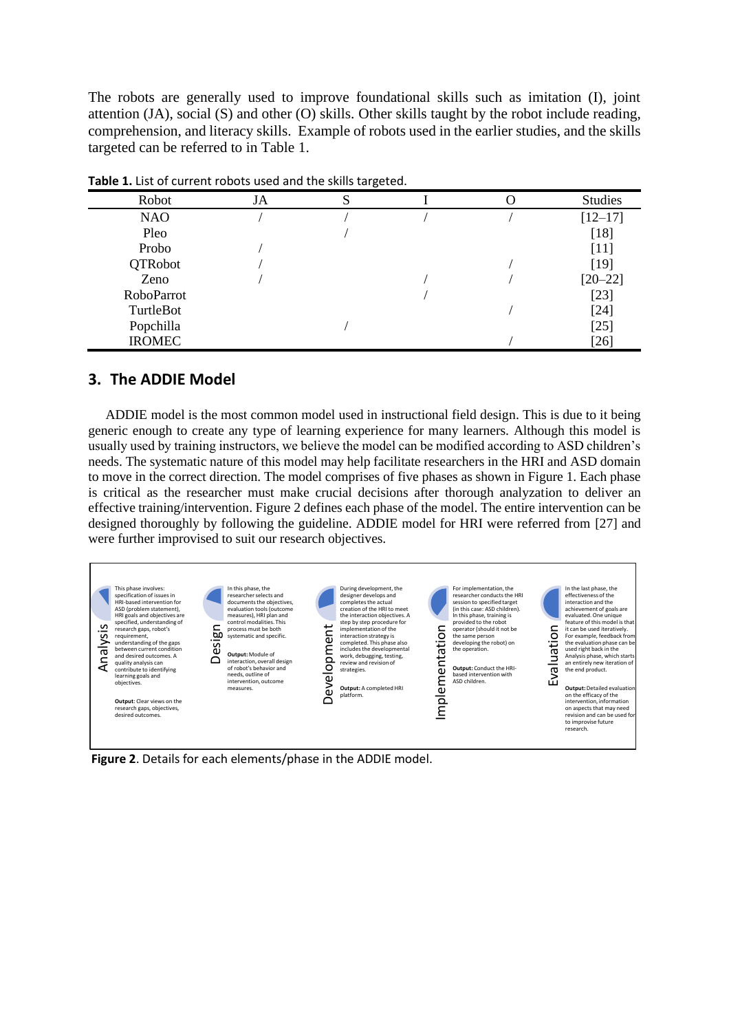The robots are generally used to improve foundational skills such as imitation (I), joint attention (JA), social (S) and other (O) skills. Other skills taught by the robot include reading, comprehension, and literacy skills. Example of robots used in the earlier studies, and the skills targeted can be referred to in Table 1.

**Table 1.** List of current robots used and the skills targeted.

| Robot | JA | S | I | O | Studies |
| --- | --- | --- | --- | --- | --- |
| NAO | / | / | / | / | [12–17] |
| Pleo | | / | | | [18] |
| Probo | / | | | | [11] |
| QTRobot | / | | | / | [19] |
| Zeno | / | | / | / | [20–22] |
| RoboParrot | | | / | | [23] |
| TurtleBot | | | | / | [24] |
| Popchilla | | / | | | [25] |
| IROMEC | | | | / | [26] |

## 3. The ADDIE Model

ADDIE model is the most common model used in instructional field design. This is due to it being generic enough to create any type of learning experience for many learners. Although this model is usually used by training instructors, we believe the model can be modified according to ASD children's needs. The systematic nature of this model may help facilitate researchers in the HRI and ASD domain to move in the correct direction. The model comprises of five phases as shown in Figure 1. Each phase is critical as the researcher must make crucial decisions after thorough analyzation to deliver an effective training/intervention. Figure 2 defines each phase of the model. The entire intervention can be designed thoroughly by following the guideline. ADDIE model for HRI were referred from [27] and were further improvised to suit our research objectives.

**Analysis**

This phase involves: specification of issues in HRI-based intervention for ASD (problem statement), HRI goals and objectives are specified, understanding of research gaps, robot's requirement, understanding of the gaps between current condition and desired outcomes. A quality analysis can contribute to identifying learning goals and objectives.

**Output**: Clear views on the research gaps, objectives, desired outcomes.

**Design**

In this phase, the researcher selects and documents the objectives, evaluation tools (outcome measures), HRI plan and control modalities. This process must be both systematic and specific.

**Output:** Module of interaction, overall design of robot's behavior and needs, outline of intervention, outcome measures.

**Development**

During development, the designer develops and completes the actual creation of the HRI to meet the interaction objectives. A step by step procedure for implementation of the interaction strategy is completed. This phase also includes the developmental work, debugging, testing, review and revision of strategies.

**Output:** A completed HRI platform.

**Implementation**

For implementation, the researcher conducts the HRI session to specified target (in this case: ASD children). In this phase, training is provided to the robot operator (should it not be the same person developing the robot) on the operation.

**Output:** Conduct the HRI-based intervention with ASD children.

**Evaluation**

In the last phase, the effectiveness of the interaction and the achievement of goals are evaluated. One unique feature of this model is that it can be used iteratively. For example, feedback from the evaluation phase can be used right back in the Analysis phase, which starts an entirely new iteration of the end product.

**Output:** Detailed evaluation on the efficacy of the intervention, information on aspects that may need revision and can be used for to improvise future research.

**Figure 2**. Details for each elements/phase in the ADDIE model.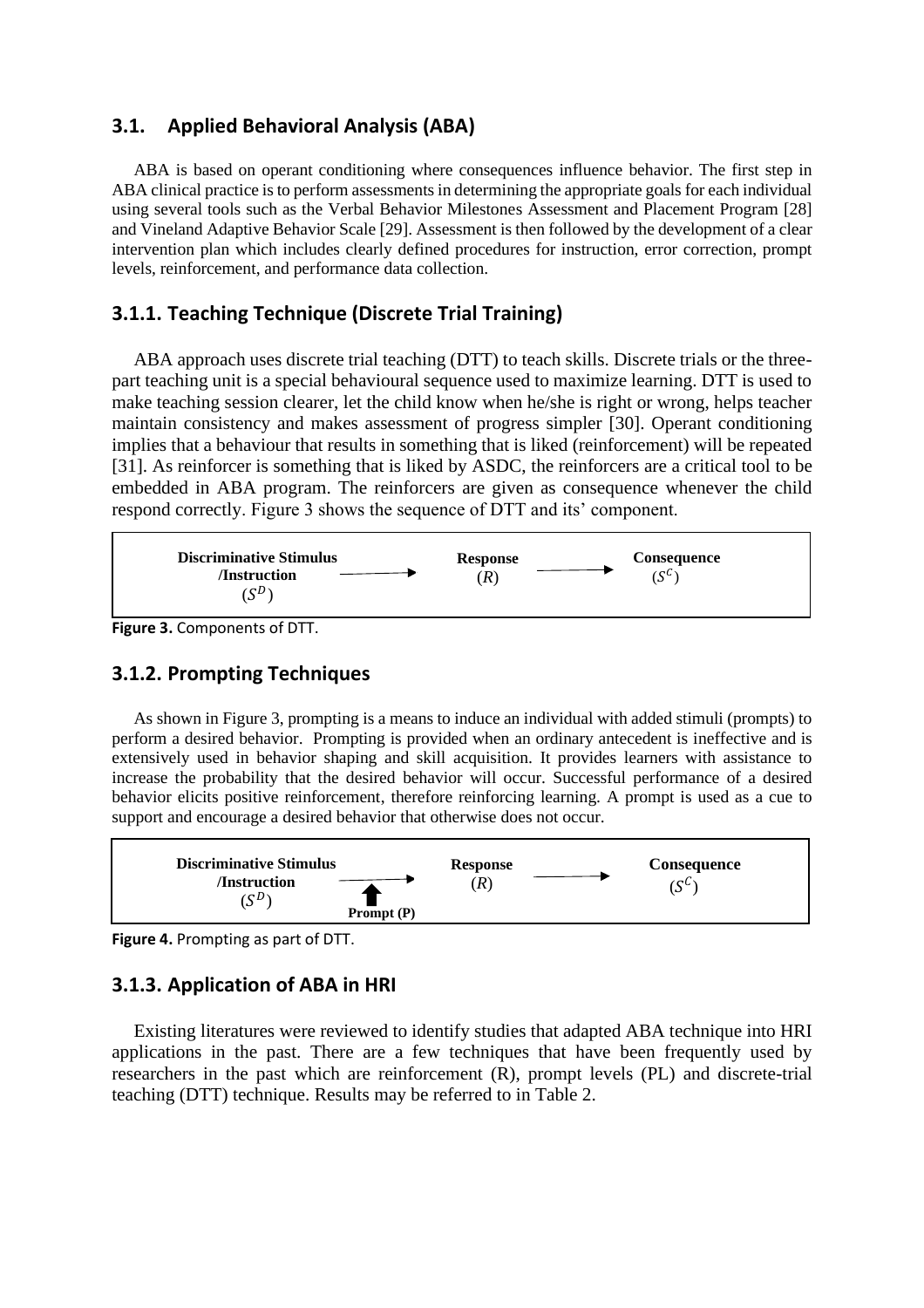### 3.1. Applied Behavioral Analysis (ABA)

ABA is based on operant conditioning where consequences influence behavior. The first step in ABA clinical practice is to perform assessments in determining the appropriate goals for each individual using several tools such as the Verbal Behavior Milestones Assessment and Placement Program [28] and Vineland Adaptive Behavior Scale [29]. Assessment is then followed by the development of a clear intervention plan which includes clearly defined procedures for instruction, error correction, prompt levels, reinforcement, and performance data collection.

### 3.1.1. Teaching Technique (Discrete Trial Training)

ABA approach uses discrete trial teaching (DTT) to teach skills. Discrete trials or the three-part teaching unit is a special behavioural sequence used to maximize learning. DTT is used to make teaching session clearer, let the child know when he/she is right or wrong, helps teacher maintain consistency and makes assessment of progress simpler [30]. Operant conditioning implies that a behaviour that results in something that is liked (reinforcement) will be repeated [31]. As reinforcer is something that is liked by ASDC, the reinforcers are a critical tool to be embedded in ABA program. The reinforcers are given as consequence whenever the child respond correctly. Figure 3 shows the sequence of DTT and its' component.

**Discriminative Stimulus /Instruction** ($S^D$) → **Response** ($R$) → **Consequence** ($S^C$)

**Figure 3.** Components of DTT.

### 3.1.2. Prompting Techniques

As shown in Figure 3, prompting is a means to induce an individual with added stimuli (prompts) to perform a desired behavior. Prompting is provided when an ordinary antecedent is ineffective and is extensively used in behavior shaping and skill acquisition. It provides learners with assistance to increase the probability that the desired behavior will occur. Successful performance of a desired behavior elicits positive reinforcement, therefore reinforcing learning. A prompt is used as a cue to support and encourage a desired behavior that otherwise does not occur.

**Discriminative Stimulus /Instruction** ($S^D$) → **Response** ($R$) → **Consequence** ($S^C$)

↑ **Prompt (P)**

**Figure 4.** Prompting as part of DTT.

### 3.1.3. Application of ABA in HRI

Existing literatures were reviewed to identify studies that adapted ABA technique into HRI applications in the past. There are a few techniques that have been frequently used by researchers in the past which are reinforcement (R), prompt levels (PL) and discrete-trial teaching (DTT) technique. Results may be referred to in Table 2.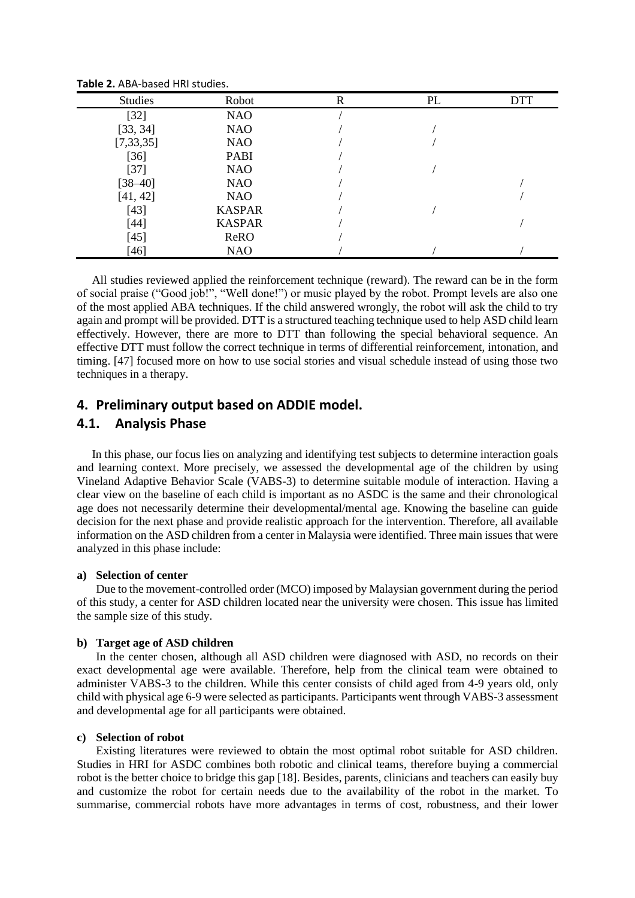**Table 2.** ABA-based HRI studies.

| Studies | Robot | R | PL | DTT |
|---|---|---|---|---|
| [32] | NAO | / | | |
| [33, 34] | NAO | / | / | |
| [7,33,35] | NAO | / | / | |
| [36] | PABI | / | | |
| [37] | NAO | / | / | |
| [38–40] | NAO | / | | / |
| [41, 42] | NAO | / | | / |
| [43] | KASPAR | / | / | |
| [44] | KASPAR | / | | / |
| [45] | ReRO | / | | |
| [46] | NAO | / | / | / |

All studies reviewed applied the reinforcement technique (reward). The reward can be in the form of social praise ("Good job!", "Well done!") or music played by the robot. Prompt levels are also one of the most applied ABA techniques. If the child answered wrongly, the robot will ask the child to try again and prompt will be provided. DTT is a structured teaching technique used to help ASD child learn effectively. However, there are more to DTT than following the special behavioral sequence. An effective DTT must follow the correct technique in terms of differential reinforcement, intonation, and timing. [47] focused more on how to use social stories and visual schedule instead of using those two techniques in a therapy.

## 4. Preliminary output based on ADDIE model.

### 4.1. Analysis Phase

In this phase, our focus lies on analyzing and identifying test subjects to determine interaction goals and learning context. More precisely, we assessed the developmental age of the children by using Vineland Adaptive Behavior Scale (VABS-3) to determine suitable module of interaction. Having a clear view on the baseline of each child is important as no ASDC is the same and their chronological age does not necessarily determine their developmental/mental age. Knowing the baseline can guide decision for the next phase and provide realistic approach for the intervention. Therefore, all available information on the ASD children from a center in Malaysia were identified. Three main issues that were analyzed in this phase include:

**a) Selection of center**

Due to the movement-controlled order (MCO) imposed by Malaysian government during the period of this study, a center for ASD children located near the university were chosen. This issue has limited the sample size of this study.

**b) Target age of ASD children**

In the center chosen, although all ASD children were diagnosed with ASD, no records on their exact developmental age were available. Therefore, help from the clinical team were obtained to administer VABS-3 to the children. While this center consists of child aged from 4-9 years old, only child with physical age 6-9 were selected as participants. Participants went through VABS-3 assessment and developmental age for all participants were obtained.

**c) Selection of robot**

Existing literatures were reviewed to obtain the most optimal robot suitable for ASD children. Studies in HRI for ASDC combines both robotic and clinical teams, therefore buying a commercial robot is the better choice to bridge this gap [18]. Besides, parents, clinicians and teachers can easily buy and customize the robot for certain needs due to the availability of the robot in the market. To summarise, commercial robots have more advantages in terms of cost, robustness, and their lower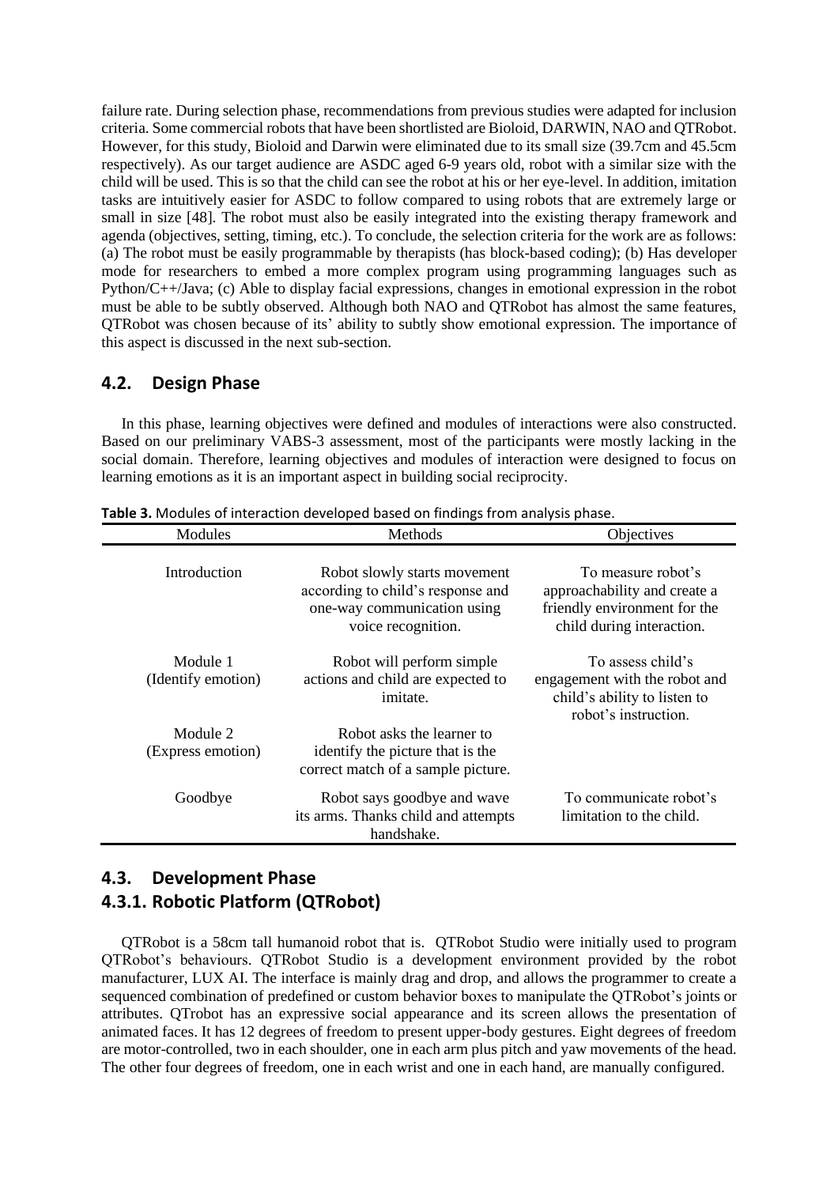failure rate. During selection phase, recommendations from previous studies were adapted for inclusion criteria. Some commercial robots that have been shortlisted are Bioloid, DARWIN, NAO and QTRobot. However, for this study, Bioloid and Darwin were eliminated due to its small size (39.7cm and 45.5cm respectively). As our target audience are ASDC aged 6-9 years old, robot with a similar size with the child will be used. This is so that the child can see the robot at his or her eye-level. In addition, imitation tasks are intuitively easier for ASDC to follow compared to using robots that are extremely large or small in size [48]. The robot must also be easily integrated into the existing therapy framework and agenda (objectives, setting, timing, etc.). To conclude, the selection criteria for the work are as follows: (a) The robot must be easily programmable by therapists (has block-based coding); (b) Has developer mode for researchers to embed a more complex program using programming languages such as Python/C++/Java; (c) Able to display facial expressions, changes in emotional expression in the robot must be able to be subtly observed. Although both NAO and QTRobot has almost the same features, QTRobot was chosen because of its' ability to subtly show emotional expression. The importance of this aspect is discussed in the next sub-section.

## 4.2. Design Phase

In this phase, learning objectives were defined and modules of interactions were also constructed. Based on our preliminary VABS-3 assessment, most of the participants were mostly lacking in the social domain. Therefore, learning objectives and modules of interaction were designed to focus on learning emotions as it is an important aspect in building social reciprocity.

**Table 3.** Modules of interaction developed based on findings from analysis phase.

| Modules | Methods | Objectives |
|---|---|---|
| Introduction | Robot slowly starts movement according to child's response and one-way communication using voice recognition. | To measure robot's approachability and create a friendly environment for the child during interaction. |
| Module 1 (Identify emotion) | Robot will perform simple actions and child are expected to imitate. | To assess child's engagement with the robot and child's ability to listen to robot's instruction. |
| Module 2 (Express emotion) | Robot asks the learner to identify the picture that is the correct match of a sample picture. | |
| Goodbye | Robot says goodbye and wave its arms. Thanks child and attempts handshake. | To communicate robot's limitation to the child. |

## 4.3. Development Phase

### 4.3.1. Robotic Platform (QTRobot)

QTRobot is a 58cm tall humanoid robot that is. QTRobot Studio were initially used to program QTRobot's behaviours. QTRobot Studio is a development environment provided by the robot manufacturer, LUX AI. The interface is mainly drag and drop, and allows the programmer to create a sequenced combination of predefined or custom behavior boxes to manipulate the QTRobot's joints or attributes. QTrobot has an expressive social appearance and its screen allows the presentation of animated faces. It has 12 degrees of freedom to present upper-body gestures. Eight degrees of freedom are motor-controlled, two in each shoulder, one in each arm plus pitch and yaw movements of the head. The other four degrees of freedom, one in each wrist and one in each hand, are manually configured.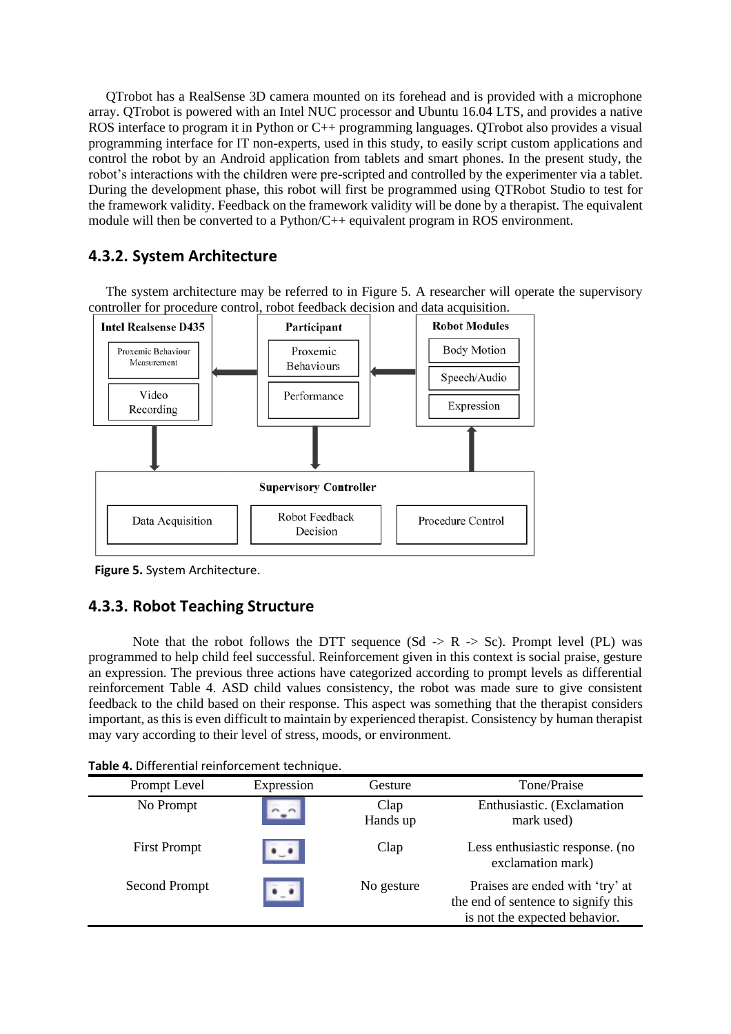QTrobot has a RealSense 3D camera mounted on its forehead and is provided with a microphone array. QTrobot is powered with an Intel NUC processor and Ubuntu 16.04 LTS, and provides a native ROS interface to program it in Python or C++ programming languages. QTrobot also provides a visual programming interface for IT non-experts, used in this study, to easily script custom applications and control the robot by an Android application from tablets and smart phones. In the present study, the robot's interactions with the children were pre-scripted and controlled by the experimenter via a tablet. During the development phase, this robot will first be programmed using QTRobot Studio to test for the framework validity. Feedback on the framework validity will be done by a therapist. The equivalent module will then be converted to a Python/C++ equivalent program in ROS environment.

### 4.3.2. System Architecture

The system architecture may be referred to in Figure 5. A researcher will operate the supervisory controller for procedure control, robot feedback decision and data acquisition.

**Figure 5.** System Architecture.

### 4.3.3. Robot Teaching Structure

Note that the robot follows the DTT sequence (Sd -> R -> Sc). Prompt level (PL) was programmed to help child feel successful. Reinforcement given in this context is social praise, gesture an expression. The previous three actions have categorized according to prompt levels as differential reinforcement Table 4. ASD child values consistency, the robot was made sure to give consistent feedback to the child based on their response. This aspect was something that the therapist considers important, as this is even difficult to maintain by experienced therapist. Consistency by human therapist may vary according to their level of stress, moods, or environment.

**Table 4.** Differential reinforcement technique.

| Prompt Level | Expression | Gesture | Tone/Praise |
| --- | --- | --- | --- |
| No Prompt | | Clap<br>Hands up | Enthusiastic. (Exclamation mark used) |
| First Prompt | | Clap | Less enthusiastic response. (no exclamation mark) |
| Second Prompt | | No gesture | Praises are ended with 'try' at the end of sentence to signify this is not the expected behavior. |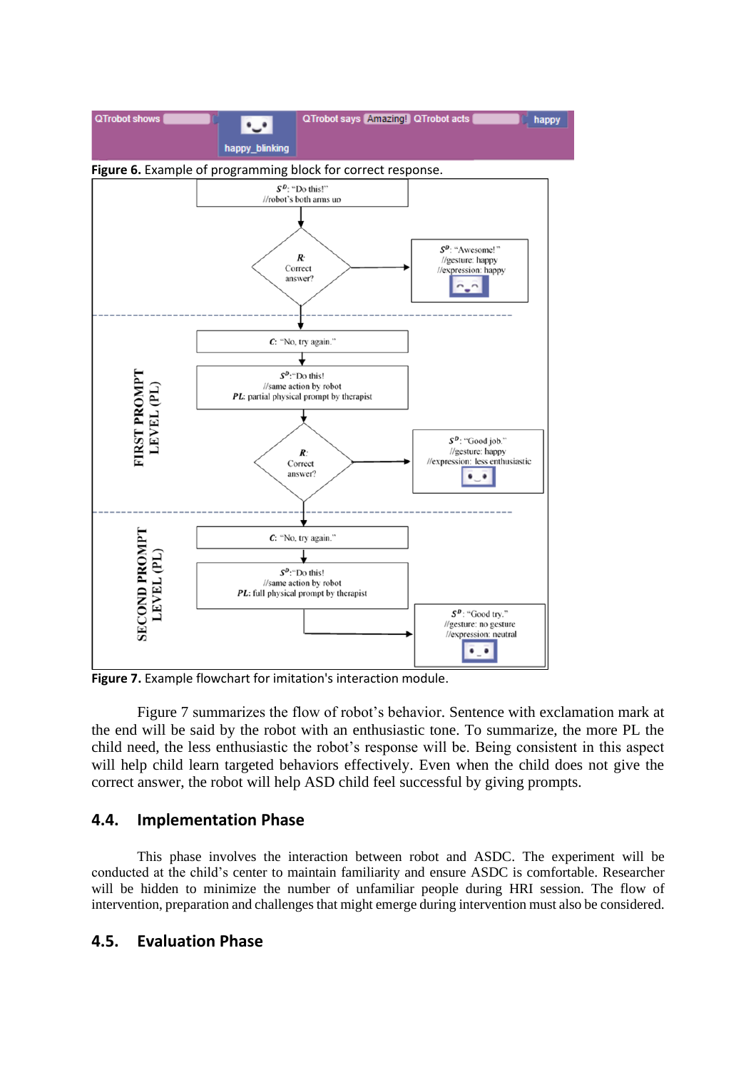**Figure 6.** Example of programming block for correct response.

**Figure 7.** Example flowchart for imitation's interaction module.

Figure 7 summarizes the flow of robot's behavior. Sentence with exclamation mark at the end will be said by the robot with an enthusiastic tone. To summarize, the more PL the child need, the less enthusiastic the robot's response will be. Being consistent in this aspect will help child learn targeted behaviors effectively. Even when the child does not give the correct answer, the robot will help ASD child feel successful by giving prompts.

## 4.4. Implementation Phase

This phase involves the interaction between robot and ASDC. The experiment will be conducted at the child's center to maintain familiarity and ensure ASDC is comfortable. Researcher will be hidden to minimize the number of unfamiliar people during HRI session. The flow of intervention, preparation and challenges that might emerge during intervention must also be considered.

## 4.5. Evaluation Phase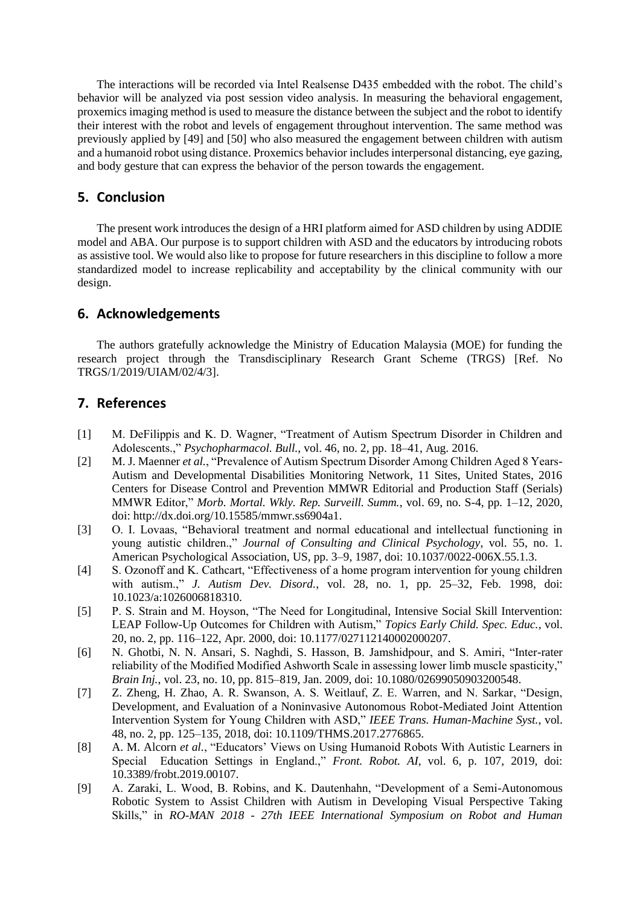The interactions will be recorded via Intel Realsense D435 embedded with the robot. The child's behavior will be analyzed via post session video analysis. In measuring the behavioral engagement, proxemics imaging method is used to measure the distance between the subject and the robot to identify their interest with the robot and levels of engagement throughout intervention. The same method was previously applied by [49] and [50] who also measured the engagement between children with autism and a humanoid robot using distance. Proxemics behavior includes interpersonal distancing, eye gazing, and body gesture that can express the behavior of the person towards the engagement.

## 5. Conclusion

The present work introduces the design of a HRI platform aimed for ASD children by using ADDIE model and ABA. Our purpose is to support children with ASD and the educators by introducing robots as assistive tool. We would also like to propose for future researchers in this discipline to follow a more standardized model to increase replicability and acceptability by the clinical community with our design.

## 6. Acknowledgements

The authors gratefully acknowledge the Ministry of Education Malaysia (MOE) for funding the research project through the Transdisciplinary Research Grant Scheme (TRGS) [Ref. No TRGS/1/2019/UIAM/02/4/3].

## 7. References

[1] M. DeFilippis and K. D. Wagner, "Treatment of Autism Spectrum Disorder in Children and Adolescents.," *Psychopharmacol. Bull.*, vol. 46, no. 2, pp. 18–41, Aug. 2016.

[2] M. J. Maenner *et al.*, "Prevalence of Autism Spectrum Disorder Among Children Aged 8 Years-Autism and Developmental Disabilities Monitoring Network, 11 Sites, United States, 2016 Centers for Disease Control and Prevention MMWR Editorial and Production Staff (Serials) MMWR Editor," *Morb. Mortal. Wkly. Rep. Surveill. Summ.*, vol. 69, no. S-4, pp. 1–12, 2020, doi: http://dx.doi.org/10.15585/mmwr.ss6904a1.

[3] O. I. Lovaas, "Behavioral treatment and normal educational and intellectual functioning in young autistic children.," *Journal of Consulting and Clinical Psychology*, vol. 55, no. 1. American Psychological Association, US, pp. 3–9, 1987, doi: 10.1037/0022-006X.55.1.3.

[4] S. Ozonoff and K. Cathcart, "Effectiveness of a home program intervention for young children with autism.," *J. Autism Dev. Disord.*, vol. 28, no. 1, pp. 25–32, Feb. 1998, doi: 10.1023/a:1026006818310.

[5] P. S. Strain and M. Hoyson, "The Need for Longitudinal, Intensive Social Skill Intervention: LEAP Follow-Up Outcomes for Children with Autism," *Topics Early Child. Spec. Educ.*, vol. 20, no. 2, pp. 116–122, Apr. 2000, doi: 10.1177/027112140002000207.

[6] N. Ghotbi, N. N. Ansari, S. Naghdi, S. Hasson, B. Jamshidpour, and S. Amiri, "Inter-rater reliability of the Modified Modified Ashworth Scale in assessing lower limb muscle spasticity," *Brain Inj.*, vol. 23, no. 10, pp. 815–819, Jan. 2009, doi: 10.1080/02699050903200548.

[7] Z. Zheng, H. Zhao, A. R. Swanson, A. S. Weitlauf, Z. E. Warren, and N. Sarkar, "Design, Development, and Evaluation of a Noninvasive Autonomous Robot-Mediated Joint Attention Intervention System for Young Children with ASD," *IEEE Trans. Human-Machine Syst.*, vol. 48, no. 2, pp. 125–135, 2018, doi: 10.1109/THMS.2017.2776865.

[8] A. M. Alcorn *et al.*, "Educators' Views on Using Humanoid Robots With Autistic Learners in Special Education Settings in England.," *Front. Robot. AI*, vol. 6, p. 107, 2019, doi: 10.3389/frobt.2019.00107.

[9] A. Zaraki, L. Wood, B. Robins, and K. Dautenhahn, "Development of a Semi-Autonomous Robotic System to Assist Children with Autism in Developing Visual Perspective Taking Skills," in *RO-MAN 2018 - 27th IEEE International Symposium on Robot and Human*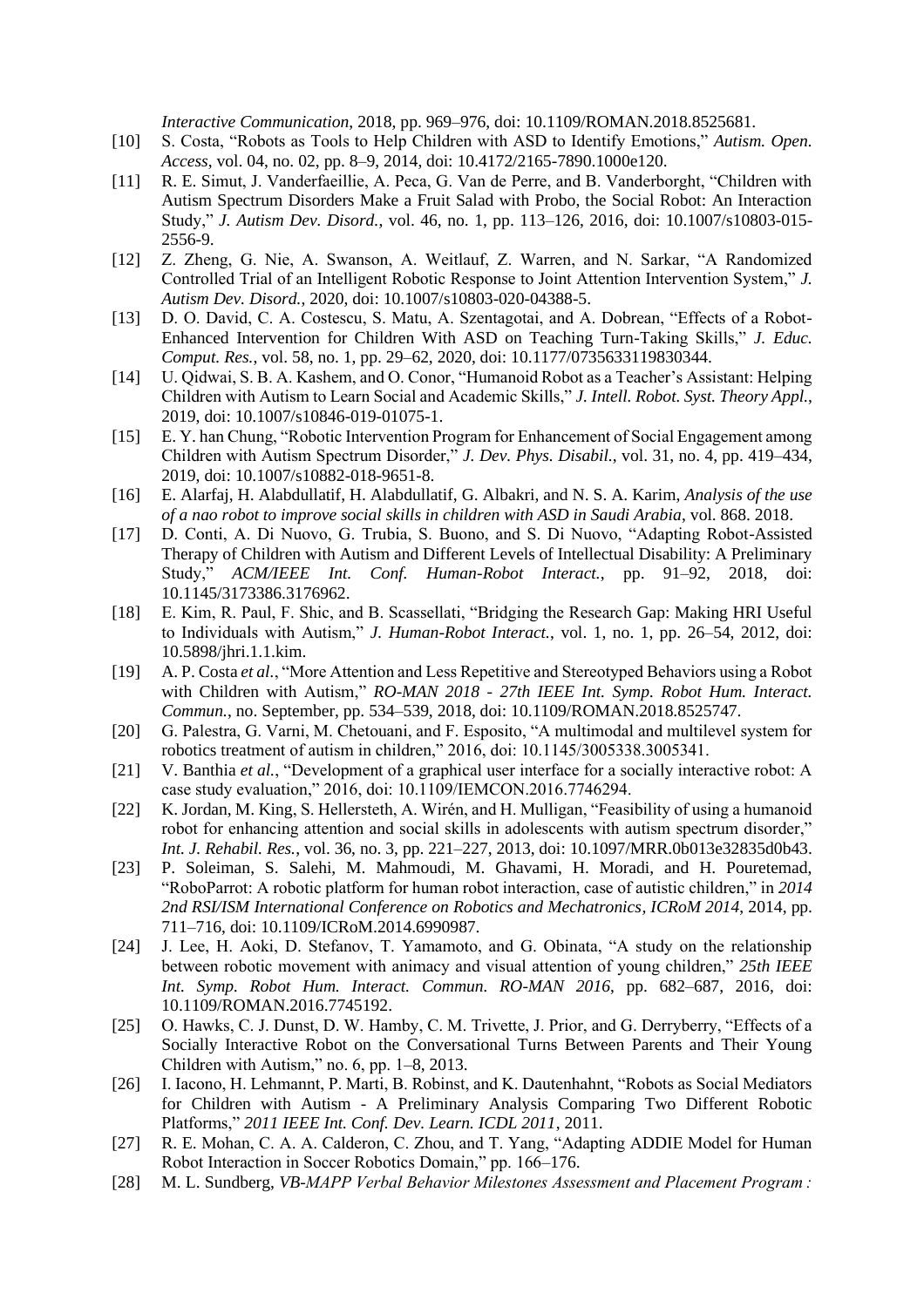*Interactive Communication*, 2018, pp. 969–976, doi: 10.1109/ROMAN.2018.8525681.

[10] S. Costa, "Robots as Tools to Help Children with ASD to Identify Emotions," *Autism. Open. Access*, vol. 04, no. 02, pp. 8–9, 2014, doi: 10.4172/2165-7890.1000e120.

[11] R. E. Simut, J. Vanderfaeillie, A. Peca, G. Van de Perre, and B. Vanderborght, "Children with Autism Spectrum Disorders Make a Fruit Salad with Probo, the Social Robot: An Interaction Study," *J. Autism Dev. Disord.*, vol. 46, no. 1, pp. 113–126, 2016, doi: 10.1007/s10803-015-2556-9.

[12] Z. Zheng, G. Nie, A. Swanson, A. Weitlauf, Z. Warren, and N. Sarkar, "A Randomized Controlled Trial of an Intelligent Robotic Response to Joint Attention Intervention System," *J. Autism Dev. Disord.*, 2020, doi: 10.1007/s10803-020-04388-5.

[13] D. O. David, C. A. Costescu, S. Matu, A. Szentagotai, and A. Dobrean, "Effects of a Robot-Enhanced Intervention for Children With ASD on Teaching Turn-Taking Skills," *J. Educ. Comput. Res.*, vol. 58, no. 1, pp. 29–62, 2020, doi: 10.1177/0735633119830344.

[14] U. Qidwai, S. B. A. Kashem, and O. Conor, "Humanoid Robot as a Teacher's Assistant: Helping Children with Autism to Learn Social and Academic Skills," *J. Intell. Robot. Syst. Theory Appl.*, 2019, doi: 10.1007/s10846-019-01075-1.

[15] E. Y. han Chung, "Robotic Intervention Program for Enhancement of Social Engagement among Children with Autism Spectrum Disorder," *J. Dev. Phys. Disabil.*, vol. 31, no. 4, pp. 419–434, 2019, doi: 10.1007/s10882-018-9651-8.

[16] E. Alarfaj, H. Alabdullatif, H. Alabdullatif, G. Albakri, and N. S. A. Karim, *Analysis of the use of a nao robot to improve social skills in children with ASD in Saudi Arabia*, vol. 868. 2018.

[17] D. Conti, A. Di Nuovo, G. Trubia, S. Buono, and S. Di Nuovo, "Adapting Robot-Assisted Therapy of Children with Autism and Different Levels of Intellectual Disability: A Preliminary Study," *ACM/IEEE Int. Conf. Human-Robot Interact.*, pp. 91–92, 2018, doi: 10.1145/3173386.3176962.

[18] E. Kim, R. Paul, F. Shic, and B. Scassellati, "Bridging the Research Gap: Making HRI Useful to Individuals with Autism," *J. Human-Robot Interact.*, vol. 1, no. 1, pp. 26–54, 2012, doi: 10.5898/jhri.1.1.kim.

[19] A. P. Costa *et al.*, "More Attention and Less Repetitive and Stereotyped Behaviors using a Robot with Children with Autism," *RO-MAN 2018 - 27th IEEE Int. Symp. Robot Hum. Interact. Commun.*, no. September, pp. 534–539, 2018, doi: 10.1109/ROMAN.2018.8525747.

[20] G. Palestra, G. Varni, M. Chetouani, and F. Esposito, "A multimodal and multilevel system for robotics treatment of autism in children," 2016, doi: 10.1145/3005338.3005341.

[21] V. Banthia *et al.*, "Development of a graphical user interface for a socially interactive robot: A case study evaluation," 2016, doi: 10.1109/IEMCON.2016.7746294.

[22] K. Jordan, M. King, S. Hellersteth, A. Wirén, and H. Mulligan, "Feasibility of using a humanoid robot for enhancing attention and social skills in adolescents with autism spectrum disorder," *Int. J. Rehabil. Res.*, vol. 36, no. 3, pp. 221–227, 2013, doi: 10.1097/MRR.0b013e32835d0b43.

[23] P. Soleiman, S. Salehi, M. Mahmoudi, M. Ghavami, H. Moradi, and H. Pouretemad, "RoboParrot: A robotic platform for human robot interaction, case of autistic children," in *2014 2nd RSI/ISM International Conference on Robotics and Mechatronics, ICRoM 2014*, 2014, pp. 711–716, doi: 10.1109/ICRoM.2014.6990987.

[24] J. Lee, H. Aoki, D. Stefanov, T. Yamamoto, and G. Obinata, "A study on the relationship between robotic movement with animacy and visual attention of young children," *25th IEEE Int. Symp. Robot Hum. Interact. Commun. RO-MAN 2016*, pp. 682–687, 2016, doi: 10.1109/ROMAN.2016.7745192.

[25] O. Hawks, C. J. Dunst, D. W. Hamby, C. M. Trivette, J. Prior, and G. Derryberry, "Effects of a Socially Interactive Robot on the Conversational Turns Between Parents and Their Young Children with Autism," no. 6, pp. 1–8, 2013.

[26] I. Iacono, H. Lehmannt, P. Marti, B. Robinst, and K. Dautenhahnt, "Robots as Social Mediators for Children with Autism - A Preliminary Analysis Comparing Two Different Robotic Platforms," *2011 IEEE Int. Conf. Dev. Learn. ICDL 2011*, 2011.

[27] R. E. Mohan, C. A. A. Calderon, C. Zhou, and T. Yang, "Adapting ADDIE Model for Human Robot Interaction in Soccer Robotics Domain," pp. 166–176.

[28] M. L. Sundberg, *VB-MAPP Verbal Behavior Milestones Assessment and Placement Program :*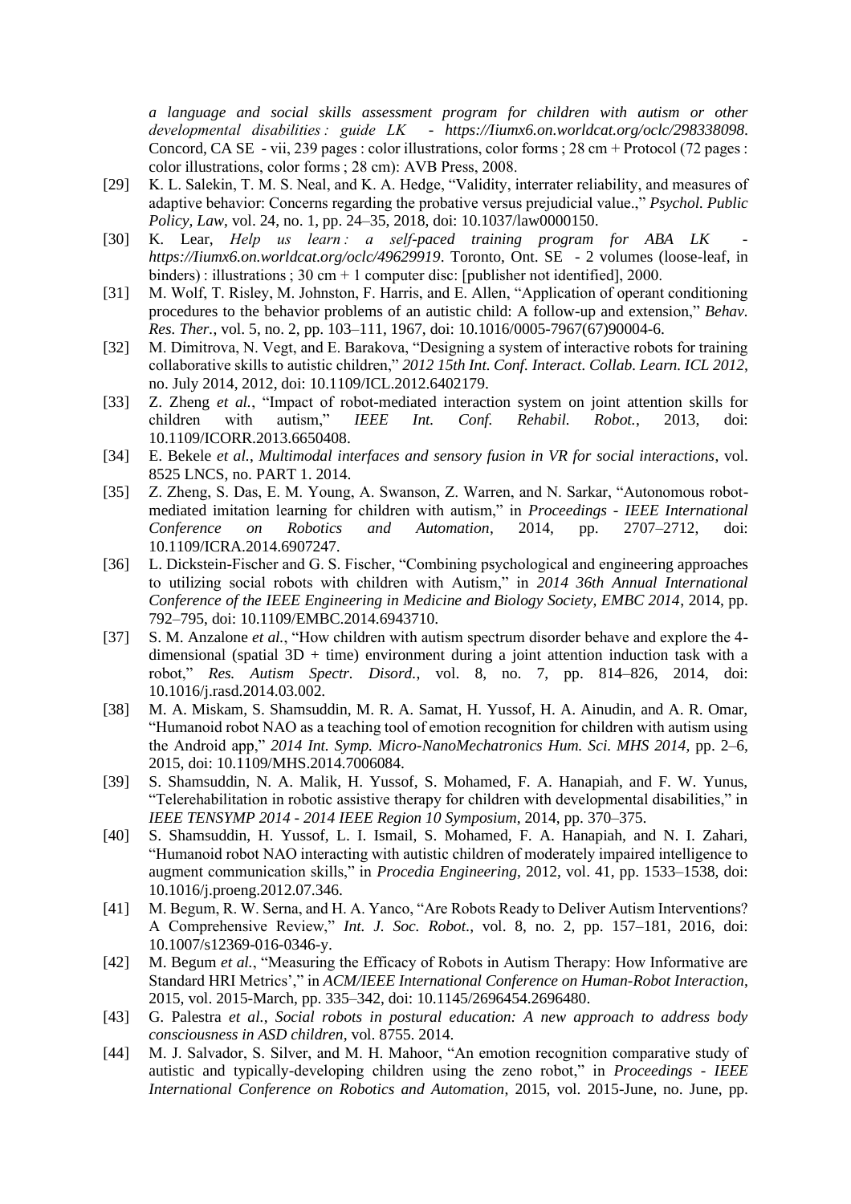*a language and social skills assessment program for children with autism or other developmental disabilities : guide LK - https://Iiumx6.on.worldcat.org/oclc/298338098*. Concord, CA SE - vii, 239 pages : color illustrations, color forms ; 28 cm + Protocol (72 pages : color illustrations, color forms ; 28 cm): AVB Press, 2008.

[29] K. L. Salekin, T. M. S. Neal, and K. A. Hedge, "Validity, interrater reliability, and measures of adaptive behavior: Concerns regarding the probative versus prejudicial value.," *Psychol. Public Policy, Law*, vol. 24, no. 1, pp. 24–35, 2018, doi: 10.1037/law0000150.

[30] K. Lear, *Help us learn : a self-paced training program for ABA LK - https://Iiumx6.on.worldcat.org/oclc/49629919*. Toronto, Ont. SE - 2 volumes (loose-leaf, in binders) : illustrations ; 30 cm + 1 computer disc: [publisher not identified], 2000.

[31] M. Wolf, T. Risley, M. Johnston, F. Harris, and E. Allen, "Application of operant conditioning procedures to the behavior problems of an autistic child: A follow-up and extension," *Behav. Res. Ther.*, vol. 5, no. 2, pp. 103–111, 1967, doi: 10.1016/0005-7967(67)90004-6.

[32] M. Dimitrova, N. Vegt, and E. Barakova, "Designing a system of interactive robots for training collaborative skills to autistic children," *2012 15th Int. Conf. Interact. Collab. Learn. ICL 2012*, no. July 2014, 2012, doi: 10.1109/ICL.2012.6402179.

[33] Z. Zheng *et al.*, "Impact of robot-mediated interaction system on joint attention skills for children with autism," *IEEE Int. Conf. Rehabil. Robot.*, 2013, doi: 10.1109/ICORR.2013.6650408.

[34] E. Bekele *et al.*, *Multimodal interfaces and sensory fusion in VR for social interactions*, vol. 8525 LNCS, no. PART 1. 2014.

[35] Z. Zheng, S. Das, E. M. Young, A. Swanson, Z. Warren, and N. Sarkar, "Autonomous robot-mediated imitation learning for children with autism," in *Proceedings - IEEE International Conference on Robotics and Automation*, 2014, pp. 2707–2712, doi: 10.1109/ICRA.2014.6907247.

[36] L. Dickstein-Fischer and G. S. Fischer, "Combining psychological and engineering approaches to utilizing social robots with children with Autism," in *2014 36th Annual International Conference of the IEEE Engineering in Medicine and Biology Society, EMBC 2014*, 2014, pp. 792–795, doi: 10.1109/EMBC.2014.6943710.

[37] S. M. Anzalone *et al.*, "How children with autism spectrum disorder behave and explore the 4-dimensional (spatial 3D + time) environment during a joint attention induction task with a robot," *Res. Autism Spectr. Disord.*, vol. 8, no. 7, pp. 814–826, 2014, doi: 10.1016/j.rasd.2014.03.002.

[38] M. A. Miskam, S. Shamsuddin, M. R. A. Samat, H. Yussof, H. A. Ainudin, and A. R. Omar, "Humanoid robot NAO as a teaching tool of emotion recognition for children with autism using the Android app," *2014 Int. Symp. Micro-NanoMechatronics Hum. Sci. MHS 2014*, pp. 2–6, 2015, doi: 10.1109/MHS.2014.7006084.

[39] S. Shamsuddin, N. A. Malik, H. Yussof, S. Mohamed, F. A. Hanapiah, and F. W. Yunus, "Telerehabilitation in robotic assistive therapy for children with developmental disabilities," in *IEEE TENSYMP 2014 - 2014 IEEE Region 10 Symposium*, 2014, pp. 370–375.

[40] S. Shamsuddin, H. Yussof, L. I. Ismail, S. Mohamed, F. A. Hanapiah, and N. I. Zahari, "Humanoid robot NAO interacting with autistic children of moderately impaired intelligence to augment communication skills," in *Procedia Engineering*, 2012, vol. 41, pp. 1533–1538, doi: 10.1016/j.proeng.2012.07.346.

[41] M. Begum, R. W. Serna, and H. A. Yanco, "Are Robots Ready to Deliver Autism Interventions? A Comprehensive Review," *Int. J. Soc. Robot.*, vol. 8, no. 2, pp. 157–181, 2016, doi: 10.1007/s12369-016-0346-y.

[42] M. Begum *et al.*, "Measuring the Efficacy of Robots in Autism Therapy: How Informative are Standard HRI Metrics'," in *ACM/IEEE International Conference on Human-Robot Interaction*, 2015, vol. 2015-March, pp. 335–342, doi: 10.1145/2696454.2696480.

[43] G. Palestra *et al.*, *Social robots in postural education: A new approach to address body consciousness in ASD children*, vol. 8755. 2014.

[44] M. J. Salvador, S. Silver, and M. H. Mahoor, "An emotion recognition comparative study of autistic and typically-developing children using the zeno robot," in *Proceedings - IEEE International Conference on Robotics and Automation*, 2015, vol. 2015-June, no. June, pp.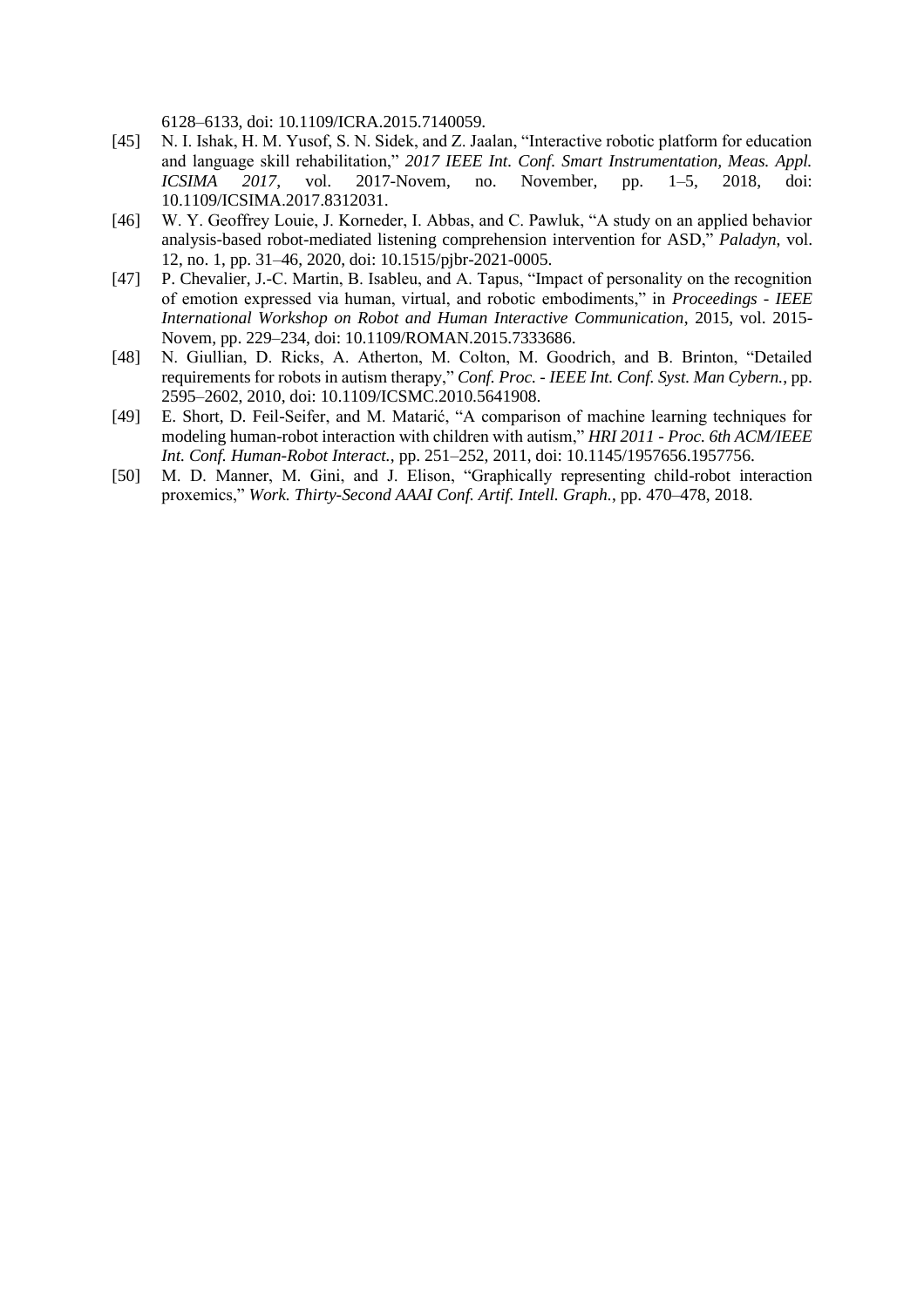6128–6133, doi: 10.1109/ICRA.2015.7140059.

[45] N. I. Ishak, H. M. Yusof, S. N. Sidek, and Z. Jaalan, "Interactive robotic platform for education and language skill rehabilitation," *2017 IEEE Int. Conf. Smart Instrumentation, Meas. Appl. ICSIMA 2017*, vol. 2017-Novem, no. November, pp. 1–5, 2018, doi: 10.1109/ICSIMA.2017.8312031.

[46] W. Y. Geoffrey Louie, J. Korneder, I. Abbas, and C. Pawluk, "A study on an applied behavior analysis-based robot-mediated listening comprehension intervention for ASD," *Paladyn*, vol. 12, no. 1, pp. 31–46, 2020, doi: 10.1515/pjbr-2021-0005.

[47] P. Chevalier, J.-C. Martin, B. Isableu, and A. Tapus, "Impact of personality on the recognition of emotion expressed via human, virtual, and robotic embodiments," in *Proceedings - IEEE International Workshop on Robot and Human Interactive Communication*, 2015, vol. 2015-Novem, pp. 229–234, doi: 10.1109/ROMAN.2015.7333686.

[48] N. Giullian, D. Ricks, A. Atherton, M. Colton, M. Goodrich, and B. Brinton, "Detailed requirements for robots in autism therapy," *Conf. Proc. - IEEE Int. Conf. Syst. Man Cybern.*, pp. 2595–2602, 2010, doi: 10.1109/ICSMC.2010.5641908.

[49] E. Short, D. Feil-Seifer, and M. Matarić, "A comparison of machine learning techniques for modeling human-robot interaction with children with autism," *HRI 2011 - Proc. 6th ACM/IEEE Int. Conf. Human-Robot Interact.*, pp. 251–252, 2011, doi: 10.1145/1957656.1957756.

[50] M. D. Manner, M. Gini, and J. Elison, "Graphically representing child-robot interaction proxemics," *Work. Thirty-Second AAAI Conf. Artif. Intell. Graph.*, pp. 470–478, 2018.